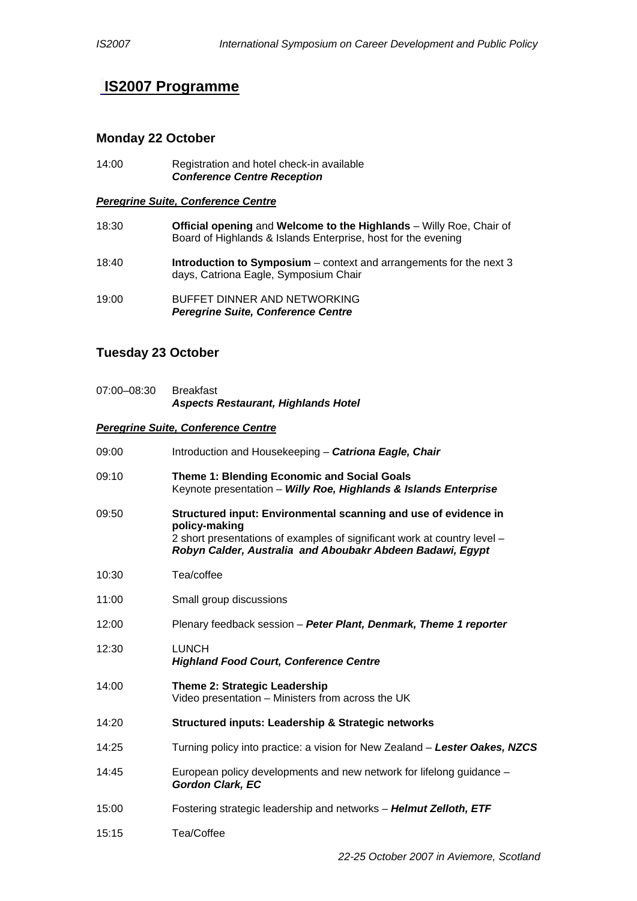# IS2007 Programme

## Monday 22 October

14:00 Registration and hotel check-in available
***Conference Centre Reception***

***Peregrine Suite, Conference Centre***

18:30 **Official opening** and **Welcome to the Highlands** – Willy Roe, Chair of Board of Highlands & Islands Enterprise, host for the evening

18:40 **Introduction to Symposium** – context and arrangements for the next 3 days, Catriona Eagle, Symposium Chair

19:00 BUFFET DINNER AND NETWORKING
***Peregrine Suite, Conference Centre***

## Tuesday 23 October

07:00–08:30 Breakfast
***Aspects Restaurant, Highlands Hotel***

***Peregrine Suite, Conference Centre***

09:00 Introduction and Housekeeping – ***Catriona Eagle, Chair***

09:10 **Theme 1: Blending Economic and Social Goals**
Keynote presentation – ***Willy Roe, Highlands & Islands Enterprise***

09:50 **Structured input: Environmental scanning and use of evidence in policy-making**
2 short presentations of examples of significant work at country level – ***Robyn Calder, Australia and Aboubakr Abdeen Badawi, Egypt***

10:30 Tea/coffee

11:00 Small group discussions

12:00 Plenary feedback session – ***Peter Plant, Denmark, Theme 1 reporter***

12:30 LUNCH
***Highland Food Court, Conference Centre***

14:00 **Theme 2: Strategic Leadership**
Video presentation – Ministers from across the UK

14:20 **Structured inputs: Leadership & Strategic networks**

14:25 Turning policy into practice: a vision for New Zealand – ***Lester Oakes, NZCS***

14:45 European policy developments and new network for lifelong guidance – ***Gordon Clark, EC***

15:00 Fostering strategic leadership and networks – ***Helmut Zelloth, ETF***

15:15 Tea/Coffee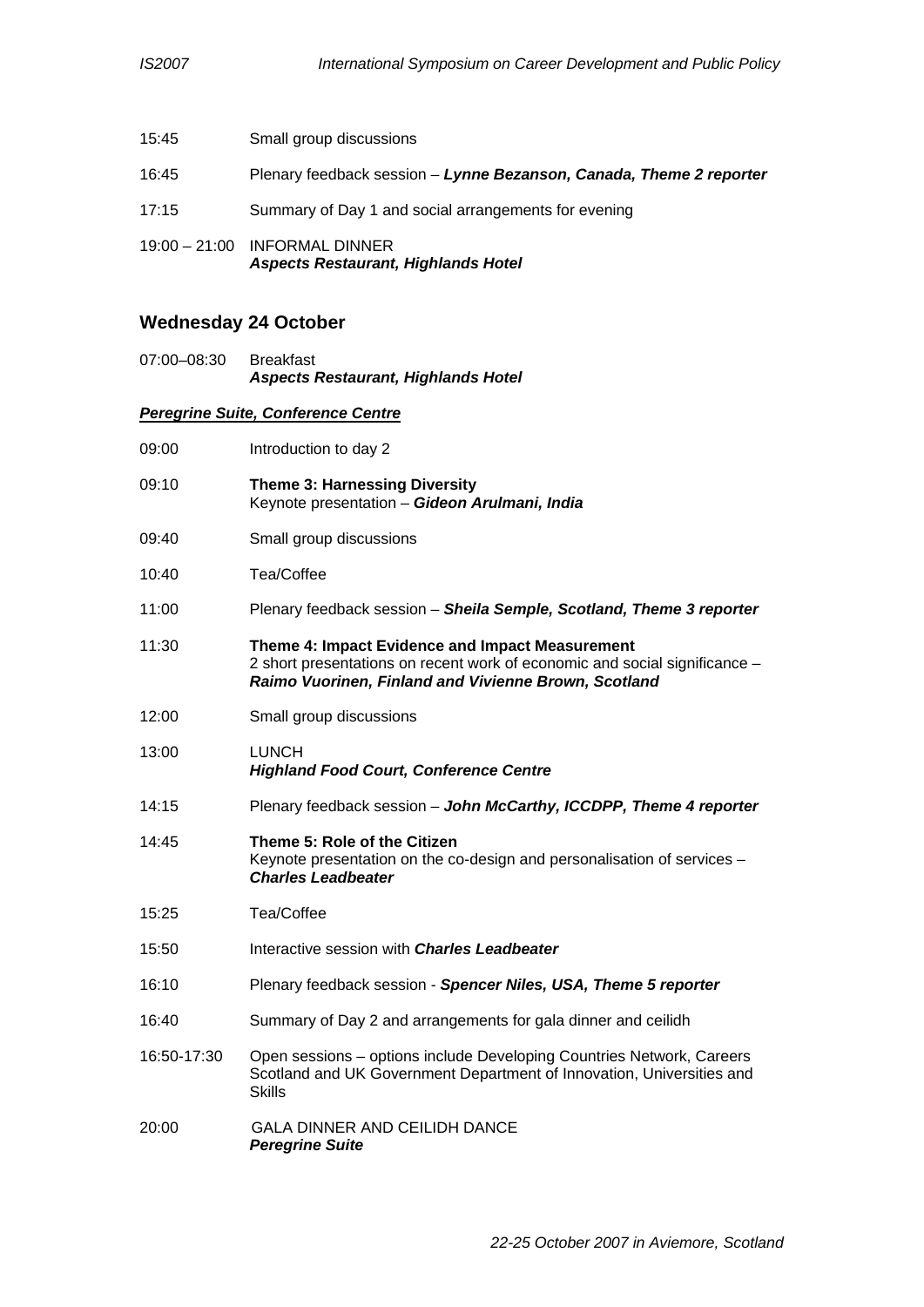15:45 Small group discussions

16:45 Plenary feedback session – ***Lynne Bezanson, Canada, Theme 2 reporter***

17:15 Summary of Day 1 and social arrangements for evening

19:00 – 21:00 INFORMAL DINNER
***Aspects Restaurant, Highlands Hotel***

## Wednesday 24 October

07:00–08:30 Breakfast
***Aspects Restaurant, Highlands Hotel***

***Peregrine Suite, Conference Centre***

09:00 Introduction to day 2

09:10 **Theme 3: Harnessing Diversity**
Keynote presentation – ***Gideon Arulmani, India***

09:40 Small group discussions

10:40 Tea/Coffee

11:00 Plenary feedback session – ***Sheila Semple, Scotland, Theme 3 reporter***

11:30 **Theme 4: Impact Evidence and Impact Measurement**
2 short presentations on recent work of economic and social significance – ***Raimo Vuorinen, Finland and Vivienne Brown, Scotland***

12:00 Small group discussions

13:00 LUNCH
***Highland Food Court, Conference Centre***

14:15 Plenary feedback session – ***John McCarthy, ICCDPP, Theme 4 reporter***

14:45 **Theme 5: Role of the Citizen**
Keynote presentation on the co-design and personalisation of services – ***Charles Leadbeater***

15:25 Tea/Coffee

15:50 Interactive session with ***Charles Leadbeater***

16:10 Plenary feedback session - ***Spencer Niles, USA, Theme 5 reporter***

16:40 Summary of Day 2 and arrangements for gala dinner and ceilidh

16:50-17:30 Open sessions – options include Developing Countries Network, Careers Scotland and UK Government Department of Innovation, Universities and Skills

20:00 GALA DINNER AND CEILIDH DANCE
***Peregrine Suite***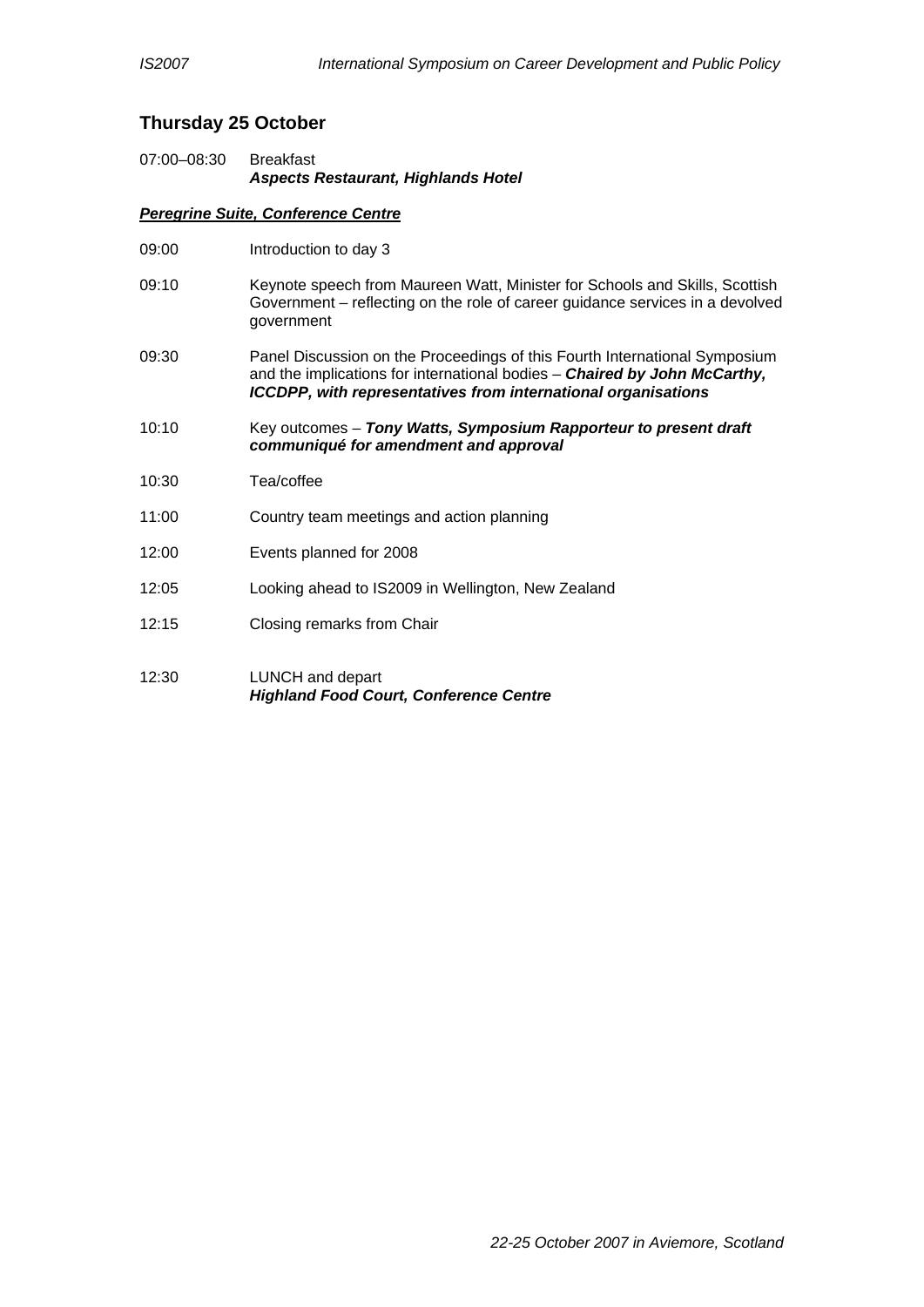## Thursday 25 October

07:00–08:30 Breakfast
***Aspects Restaurant, Highlands Hotel***

***Peregrine Suite, Conference Centre***

| | |
|---|---|
| 09:00 | Introduction to day 3 |
| 09:10 | Keynote speech from Maureen Watt, Minister for Schools and Skills, Scottish Government – reflecting on the role of career guidance services in a devolved government |
| 09:30 | Panel Discussion on the Proceedings of this Fourth International Symposium and the implications for international bodies – ***Chaired by John McCarthy, ICCDPP, with representatives from international organisations*** |
| 10:10 | Key outcomes – ***Tony Watts, Symposium Rapporteur to present draft communiqué for amendment and approval*** |
| 10:30 | Tea/coffee |
| 11:00 | Country team meetings and action planning |
| 12:00 | Events planned for 2008 |
| 12:05 | Looking ahead to IS2009 in Wellington, New Zealand |
| 12:15 | Closing remarks from Chair |
| 12:30 | LUNCH and depart<br>***Highland Food Court, Conference Centre*** |